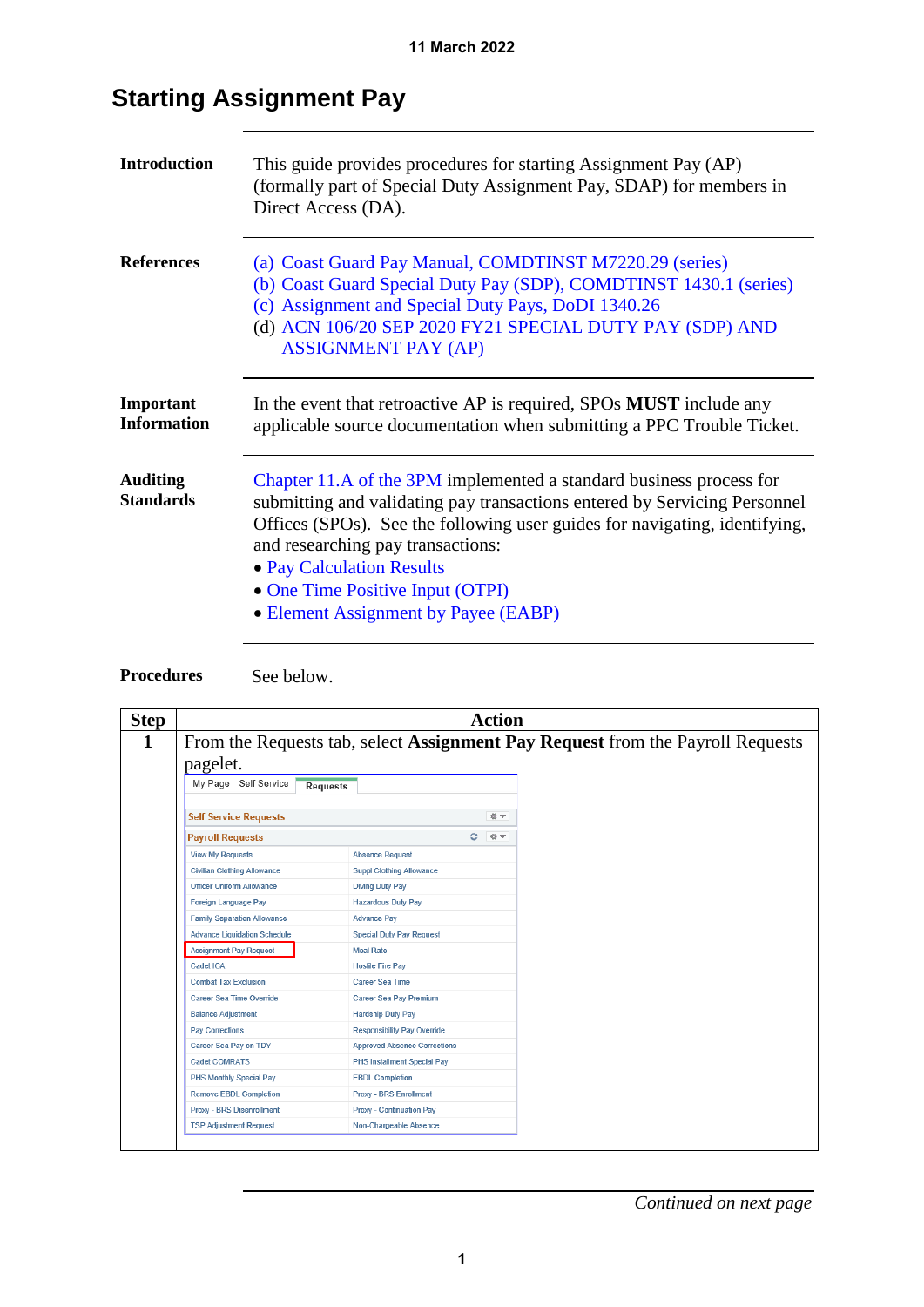11 March 2022

# Starting Assignment Pay

**Introduction**

This guide provides procedures for starting Assignment Pay (AP) (formally part of Special Duty Assignment Pay, SDAP) for members in Direct Access (DA).

**References**

(a) Coast Guard Pay Manual, COMDTINST M7220.29 (series)
(b) Coast Guard Special Duty Pay (SDP), COMDTINST 1430.1 (series)
(c) Assignment and Special Duty Pays, DoDI 1340.26
(d) ACN 106/20 SEP 2020 FY21 SPECIAL DUTY PAY (SDP) AND ASSIGNMENT PAY (AP)

**Important Information**

In the event that retroactive AP is required, SPOs **MUST** include any applicable source documentation when submitting a PPC Trouble Ticket.

**Auditing Standards**

Chapter 11.A of the 3PM implemented a standard business process for submitting and validating pay transactions entered by Servicing Personnel Offices (SPOs). See the following user guides for navigating, identifying, and researching pay transactions:

- Pay Calculation Results
- One Time Positive Input (OTPI)
- Element Assignment by Payee (EABP)

**Procedures**

See below.

| Step | Action |
|---|---|
| 1 | From the Requests tab, select **Assignment Pay Request** from the Payroll Requests pagelet. |

| My Page | Self Service | Requests |
|---|---|---|

**Self Service Requests**

**Payroll Requests**

| | |
|---|---|
| View My Requests | Absence Request |
| Civilian Clothing Allowance | Suppl Clothing Allowance |
| Officer Uniform Allowance | Diving Duty Pay |
| Foreign Language Pay | Hazardous Duty Pay |
| Family Separation Allowance | Advance Pay |
| Advance Liquidation Schedule | Special Duty Pay Request |
| Assignment Pay Request | Meal Rate |
| Cadet ICA | Hostile Fire Pay |
| Combat Tax Exclusion | Career Sea Time |
| Career Sea Time Override | Career Sea Pay Premium |
| Balance Adjustment | Hardship Duty Pay |
| Pay Corrections | Responsibility Pay Override |
| Career Sea Pay on TDY | Approved Absence Corrections |
| Cadet COMRATS | PHS Installment Special Pay |
| PHS Monthly Special Pay | EBDL Completion |
| Remove EBDL Completion | Proxy - BRS Enrollment |
| Proxy - BRS Disenrollment | Proxy - Continuation Pay |
| TSP Adjustment Request | Non-Chargeable Absence |

*Continued on next page*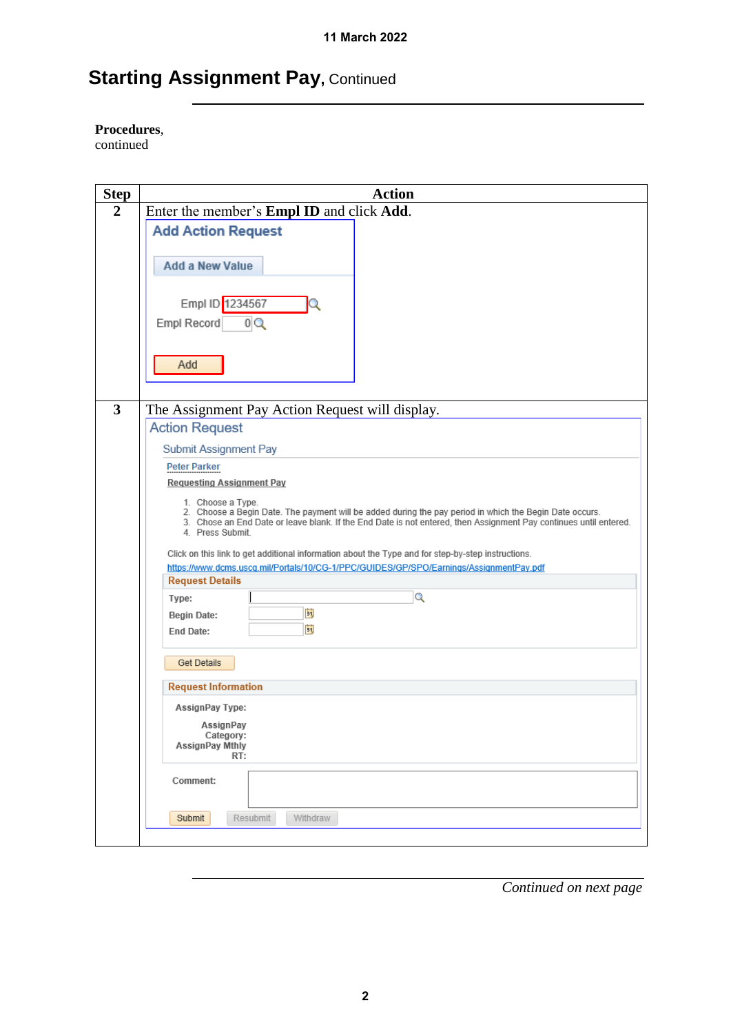# Starting Assignment Pay, Continued

**Procedures**, continued

| Step | Action |
|---|---|
| **2** | Enter the member's **Empl ID** and click **Add**.<br><br>Add Action Request<br>Add a New Value<br>Empl ID 1234567<br>Empl Record 0<br>Add |
| **3** | The Assignment Pay Action Request will display.<br><br>Action Request<br>Submit Assignment Pay<br>Peter Parker<br>Requesting Assignment Pay<br>1. Choose a Type.<br>2. Choose a Begin Date. The payment will be added during the pay period in which the Begin Date occurs.<br>3. Chose an End Date or leave blank. If the End Date is not entered, then Assignment Pay continues until entered.<br>4. Press Submit.<br><br>Click on this link to get additional information about the Type and for step-by-step instructions.<br>https://www.dcms.uscg.mil/Portals/10/CG-1/PPC/GUIDES/GP/SPO/Earnings/AssignmentPay.pdf<br><br>Request Details<br>Type:<br>Begin Date:<br>End Date:<br>Get Details<br><br>Request Information<br>AssignPay Type:<br>AssignPay Category:<br>AssignPay Mthly RT:<br><br>Comment:<br><br>Submit Resubmit Withdraw |

*Continued on next page*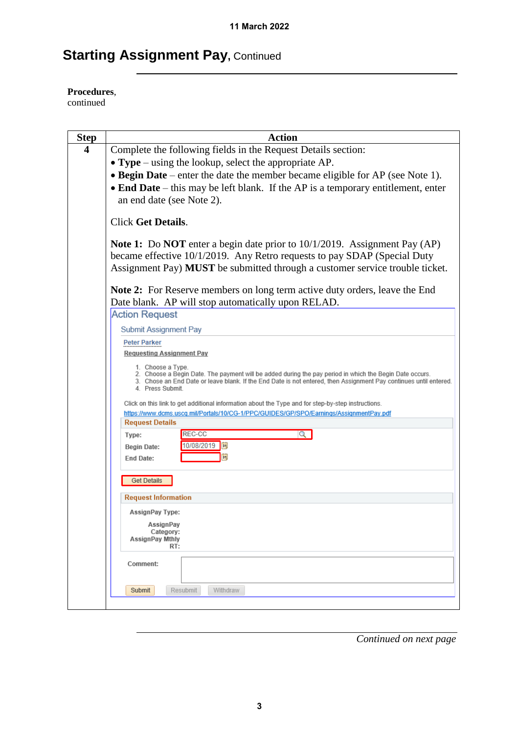## Starting Assignment Pay, Continued

**Procedures**, continued

| Step | Action |
|---|---|
| **4** | Complete the following fields in the Request Details section:<br>• **Type** – using the lookup, select the appropriate AP.<br>• **Begin Date** – enter the date the member became eligible for AP (see Note 1).<br>• **End Date** – this may be left blank. If the AP is a temporary entitlement, enter an end date (see Note 2).<br><br>Click **Get Details**.<br><br>**Note 1:** Do **NOT** enter a begin date prior to 10/1/2019. Assignment Pay (AP) became effective 10/1/2019. Any Retro requests to pay SDAP (Special Duty Assignment Pay) **MUST** be submitted through a customer service trouble ticket.<br><br>**Note 2:** For Reserve members on long term active duty orders, leave the End Date blank. AP will stop automatically upon RELAD.<br><br>Action Request<br>Submit Assignment Pay<br>Peter Parker<br>Requesting Assignment Pay<br>1. Choose a Type.<br>2. Choose a Begin Date. The payment will be added during the pay period in which the Begin Date occurs.<br>3. Chose an End Date or leave blank. If the End Date is not entered, then Assignment Pay continues until entered.<br>4. Press Submit.<br>Click on this link to get additional information about the Type and for step-by-step instructions.<br>https://www.dcms.uscg.mil/Portals/10/CG-1/PPC/GUIDES/GP/SPO/Earnings/AssignmentPay.pdf<br>Request Details<br>Type: REC-CC<br>Begin Date: 10/08/2019<br>End Date:<br>Get Details<br>Request Information<br>AssignPay Type:<br>AssignPay Category:<br>AssignPay Mthly RT:<br>Comment:<br>Submit Resubmit Withdraw |

*Continued on next page*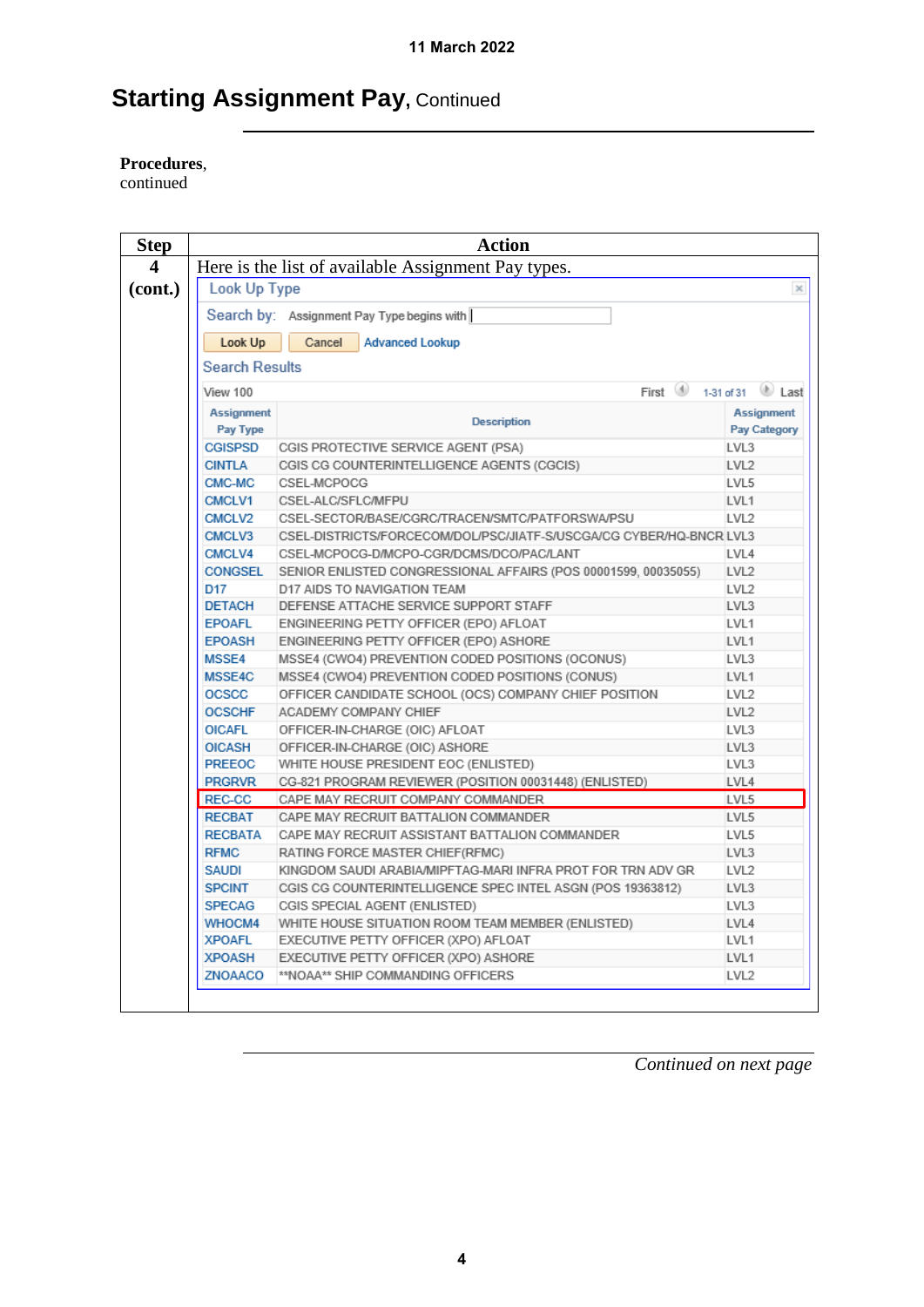11 March 2022

# Starting Assignment Pay, Continued

**Procedures**, continued

| Step | Action |
|---|---|
| 4 (cont.) | Here is the list of available Assignment Pay types. |

Look Up Type

Search by: Assignment Pay Type begins with

Look Up | Cancel | Advanced Lookup

Search Results

View 100 — First 1-31 of 31 Last

| Assignment Pay Type | Description | Assignment Pay Category |
|---|---|---|
| CGISPSD | CGIS PROTECTIVE SERVICE AGENT (PSA) | LVL3 |
| CINTLA | CGIS CG COUNTERINTELLIGENCE AGENTS (CGCIS) | LVL2 |
| CMC-MC | CSEL-MCPOCG | LVL5 |
| CMCLV1 | CSEL-ALC/SFLC/MFPU | LVL1 |
| CMCLV2 | CSEL-SECTOR/BASE/CGRC/TRACEN/SMTC/PATFORSWA/PSU | LVL2 |
| CMCLV3 | CSEL-DISTRICTS/FORCECOM/DOL/PSC/JIATF-S/USCGA/CG CYBER/HQ-BNCR | LVL3 |
| CMCLV4 | CSEL-MCPOCG-D/MCPO-CGR/DCMS/DCO/PAC/LANT | LVL4 |
| CONGSEL | SENIOR ENLISTED CONGRESSIONAL AFFAIRS (POS 00001599, 00035055) | LVL2 |
| D17 | D17 AIDS TO NAVIGATION TEAM | LVL2 |
| DETACH | DEFENSE ATTACHE SERVICE SUPPORT STAFF | LVL3 |
| EPOAFL | ENGINEERING PETTY OFFICER (EPO) AFLOAT | LVL1 |
| EPOASH | ENGINEERING PETTY OFFICER (EPO) ASHORE | LVL1 |
| MSSE4 | MSSE4 (CWO4) PREVENTION CODED POSITIONS (OCONUS) | LVL3 |
| MSSE4C | MSSE4 (CWO4) PREVENTION CODED POSITIONS (CONUS) | LVL1 |
| OCSCC | OFFICER CANDIDATE SCHOOL (OCS) COMPANY CHIEF POSITION | LVL2 |
| OCSCHF | ACADEMY COMPANY CHIEF | LVL2 |
| OICAFL | OFFICER-IN-CHARGE (OIC) AFLOAT | LVL3 |
| OICASH | OFFICER-IN-CHARGE (OIC) ASHORE | LVL3 |
| PREEOC | WHITE HOUSE PRESIDENT EOC (ENLISTED) | LVL3 |
| PRGRVR | CG-821 PROGRAM REVIEWER (POSITION 00031448) (ENLISTED) | LVL4 |
| REC-CC | CAPE MAY RECRUIT COMPANY COMMANDER | LVL5 |
| RECBAT | CAPE MAY RECRUIT BATTALION COMMANDER | LVL5 |
| RECBATA | CAPE MAY RECRUIT ASSISTANT BATTALION COMMANDER | LVL5 |
| RFMC | RATING FORCE MASTER CHIEF(RFMC) | LVL3 |
| SAUDI | KINGDOM SAUDI ARABIA/MIPFTAG-MARI INFRA PROT FOR TRN ADV GR | LVL2 |
| SPCINT | CGIS CG COUNTERINTELLIGENCE SPEC INTEL ASGN (POS 19363812) | LVL3 |
| SPECAG | CGIS SPECIAL AGENT (ENLISTED) | LVL3 |
| WHOCM4 | WHITE HOUSE SITUATION ROOM TEAM MEMBER (ENLISTED) | LVL4 |
| XPOAFL | EXECUTIVE PETTY OFFICER (XPO) AFLOAT | LVL1 |
| XPOASH | EXECUTIVE PETTY OFFICER (XPO) ASHORE | LVL1 |
| ZNOAACO | **NOAA** SHIP COMMANDING OFFICERS | LVL2 |

*Continued on next page*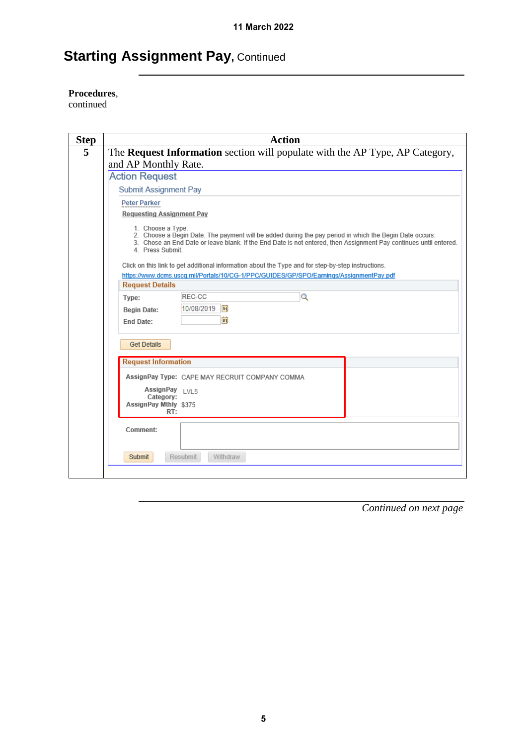## Starting Assignment Pay, Continued

**Procedures**, continued

| Step | Action |
|---|---|
| **5** | The **Request Information** section will populate with the AP Type, AP Category, and AP Monthly Rate. |

Action Request

Submit Assignment Pay

Peter Parker

Requesting Assignment Pay

1. Choose a Type.
2. Choose a Begin Date. The payment will be added during the pay period in which the Begin Date occurs.
3. Chose an End Date or leave blank. If the End Date is not entered, then Assignment Pay continues until entered.
4. Press Submit.

Click on this link to get additional information about the Type and for step-by-step instructions.
https://www.dcms.uscg.mil/Portals/10/CG-1/PPC/GUIDES/GP/SPO/Earnings/AssignmentPay.pdf

**Request Details**

Type: REC-CC
Begin Date: 10/08/2019
End Date:

Get Details

**Request Information**

AssignPay Type: CAPE MAY RECRUIT COMPANY COMMA
AssignPay Category: LVL5
AssignPay Mthly RT: $375

Comment:

Submit | Resubmit | Withdraw

*Continued on next page*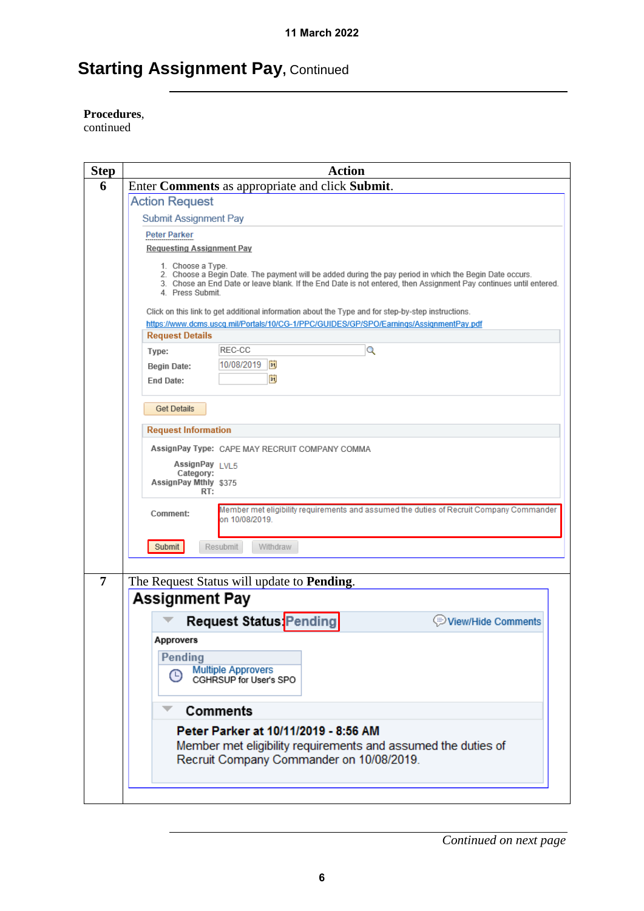## Starting Assignment Pay, Continued

**Procedures**, continued

| Step | Action |
|---|---|
| 6 | Enter **Comments** as appropriate and click **Submit**.<br><br>Action Request<br>Submit Assignment Pay<br>Peter Parker<br>Requesting Assignment Pay<br>1. Choose a Type.<br>2. Choose a Begin Date. The payment will be added during the pay period in which the Begin Date occurs.<br>3. Chose an End Date or leave blank. If the End Date is not entered, then Assignment Pay continues until entered.<br>4. Press Submit.<br>Click on this link to get additional information about the Type and for step-by-step instructions.<br>https://www.dcms.uscg.mil/Portals/10/CG-1/PPC/GUIDES/GP/SPO/Earnings/AssignmentPay.pdf<br>Request Details<br>Type: REC-CC<br>Begin Date: 10/08/2019<br>End Date:<br>Get Details<br>Request Information<br>AssignPay Type: CAPE MAY RECRUIT COMPANY COMMA<br>AssignPay Category: LVL5<br>AssignPay Mthly RT: $375<br>Comment: Member met eligibility requirements and assumed the duties of Recruit Company Commander on 10/08/2019.<br>Submit Resubmit Withdraw |
| 7 | The Request Status will update to **Pending**.<br><br>Assignment Pay<br>Request Status: Pending View/Hide Comments<br>Approvers<br>Pending<br>Multiple Approvers<br>CGHRSUP for User's SPO<br>Comments<br>Peter Parker at 10/11/2019 - 8:56 AM<br>Member met eligibility requirements and assumed the duties of Recruit Company Commander on 10/08/2019. |

*Continued on next page*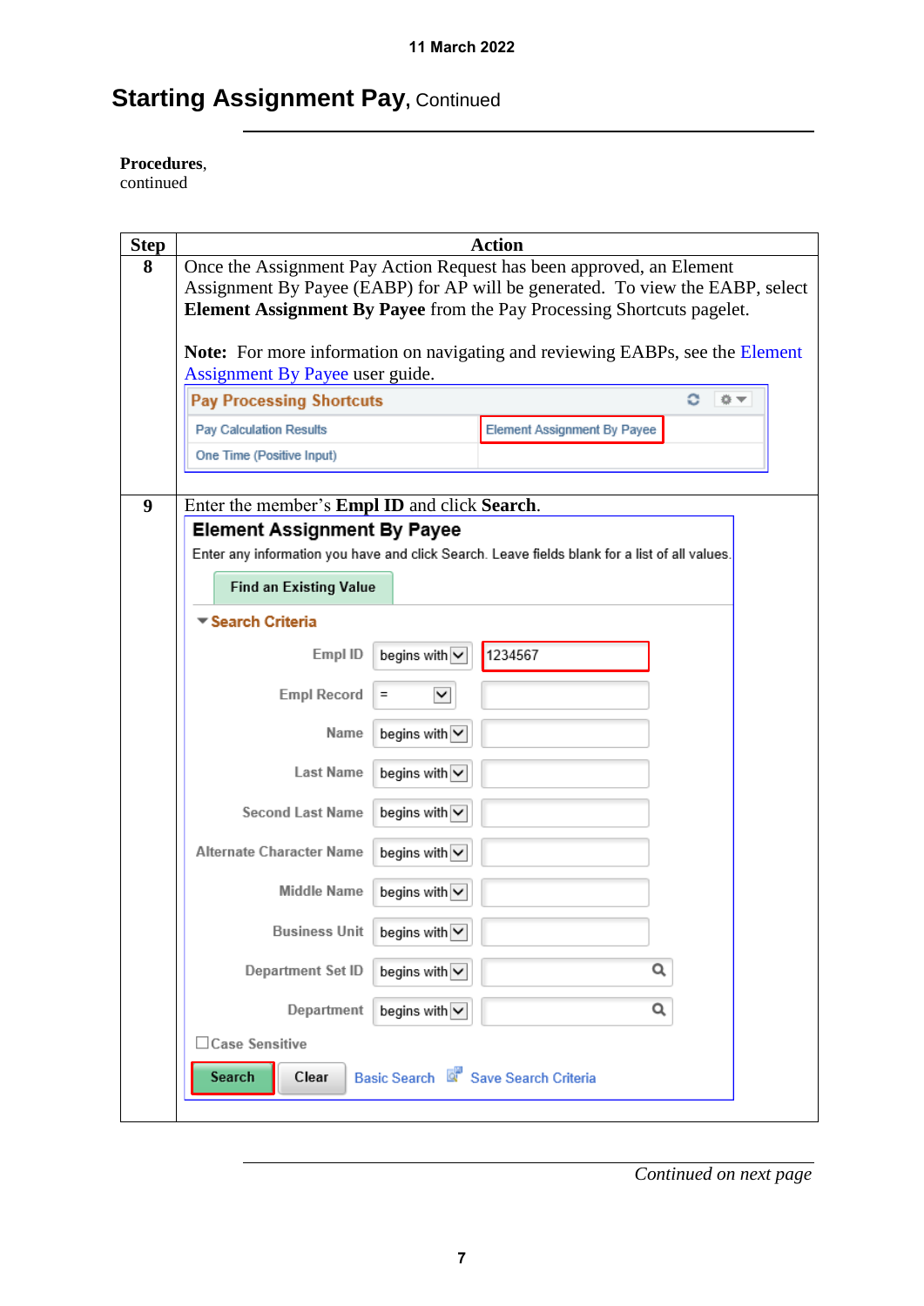## Starting Assignment Pay, Continued

**Procedures**, continued

| Step | Action |
|---|---|
| 8 | Once the Assignment Pay Action Request has been approved, an Element Assignment By Payee (EABP) for AP will be generated. To view the EABP, select **Element Assignment By Payee** from the Pay Processing Shortcuts pagelet.<br><br>**Note:** For more information on navigating and reviewing EABPs, see the Element Assignment By Payee user guide.<br><br>Pay Processing Shortcuts<br>Pay Calculation Results / Element Assignment By Payee<br>One Time (Positive Input) |
| 9 | Enter the member's **Empl ID** and click **Search**.<br><br>**Element Assignment By Payee**<br>Enter any information you have and click Search. Leave fields blank for a list of all values.<br>Find an Existing Value<br>Search Criteria<br>Empl ID: begins with 1234567<br>Empl Record: =<br>Name: begins with<br>Last Name: begins with<br>Second Last Name: begins with<br>Alternate Character Name: begins with<br>Middle Name: begins with<br>Business Unit: begins with<br>Department Set ID: begins with<br>Department: begins with<br>Case Sensitive<br>Search / Clear / Basic Search / Save Search Criteria |

*Continued on next page*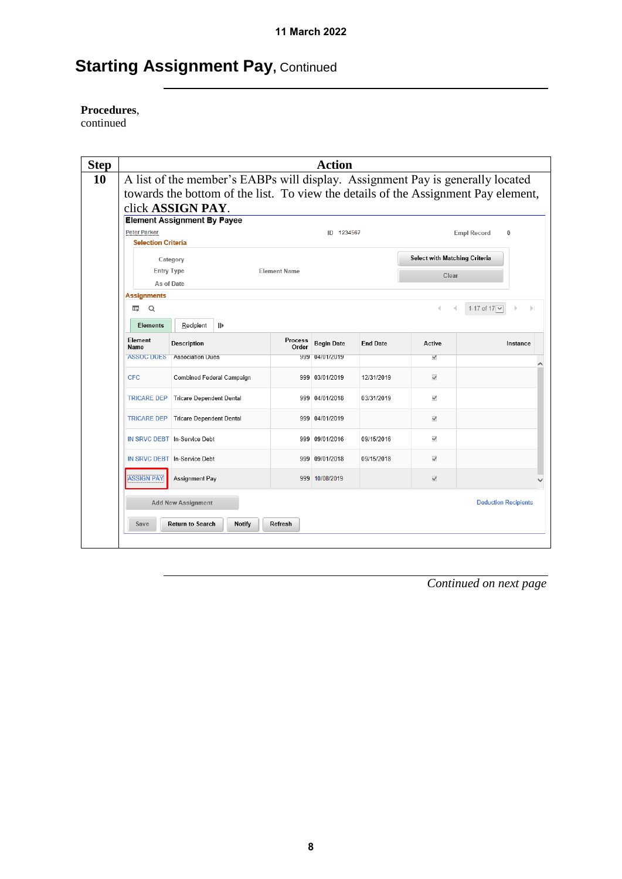11 March 2022

# Starting Assignment Pay, Continued

**Procedures**, continued

| Step | Action |
|---|---|
| 10 | A list of the member's EABPs will display. Assignment Pay is generally located towards the bottom of the list. To view the details of the Assignment Pay element, click **ASSIGN PAY**. |

*Continued on next page*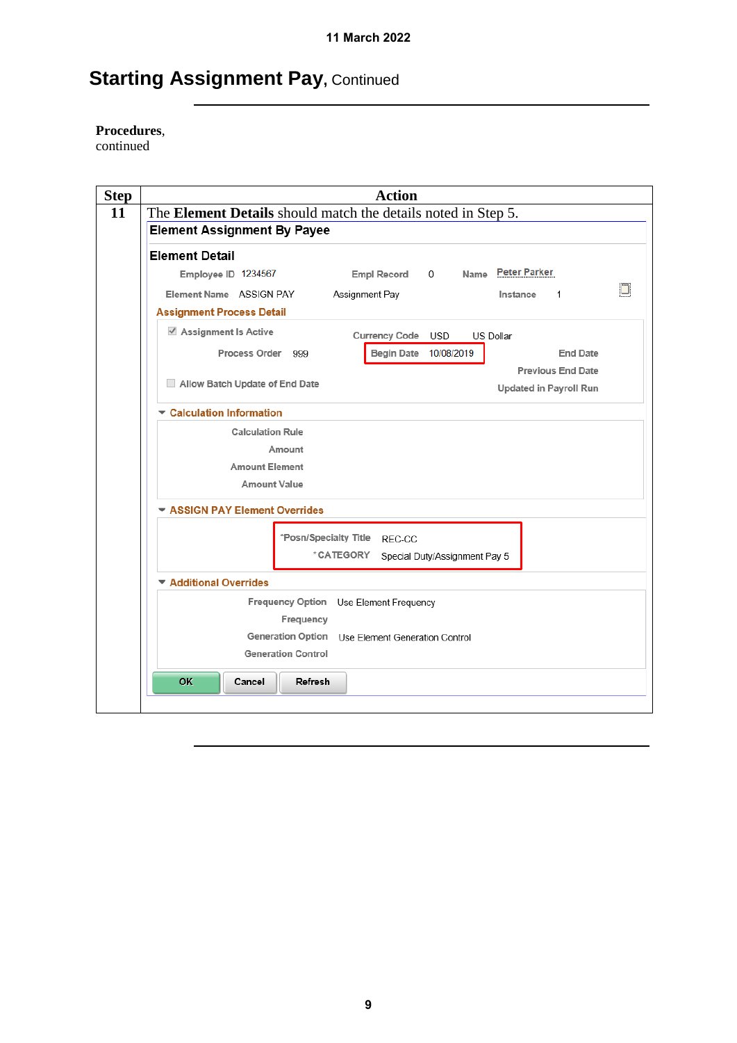## Starting Assignment Pay, Continued

**Procedures**, continued

| Step | Action |
|---|---|
| 11 | The **Element Details** should match the details noted in Step 5.<br><br>**Element Assignment By Payee**<br><br>**Element Detail**<br>Employee ID 1234567 Empl Record 0 Name Peter Parker<br>Element Name ASSIGN PAY Assignment Pay Instance 1<br><br>Assignment Process Detail<br>☑ Assignment Is Active Currency Code USD US Dollar<br>Process Order 999 Begin Date 10/08/2019 End Date<br>Previous End Date<br>☐ Allow Batch Update of End Date Updated in Payroll Run<br><br>Calculation Information<br>Calculation Rule<br>Amount<br>Amount Element<br>Amount Value<br><br>ASSIGN PAY Element Overrides<br>*Posn/Specialty Title REC-CC<br>*CATEGORY Special Duty/Assignment Pay 5<br><br>Additional Overrides<br>Frequency Option Use Element Frequency<br>Frequency<br>Generation Option Use Element Generation Control<br>Generation Control<br><br>OK Cancel Refresh |